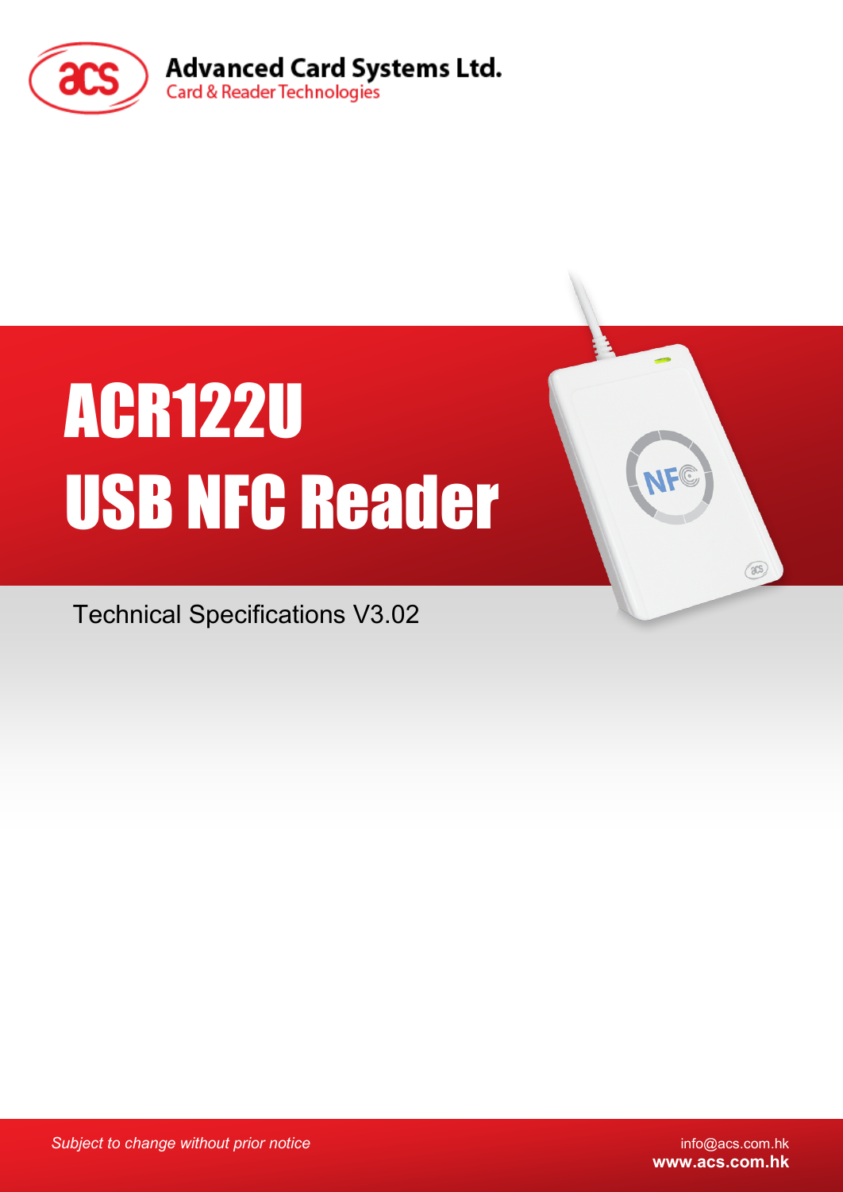Advanced Card Systems Ltd.
Card & Reader Technologies

# ACR122U USB NFC Reader

Technical Specifications V3.02

*Subject to change without prior notice*

info@acs.com.hk
**www.acs.com.hk**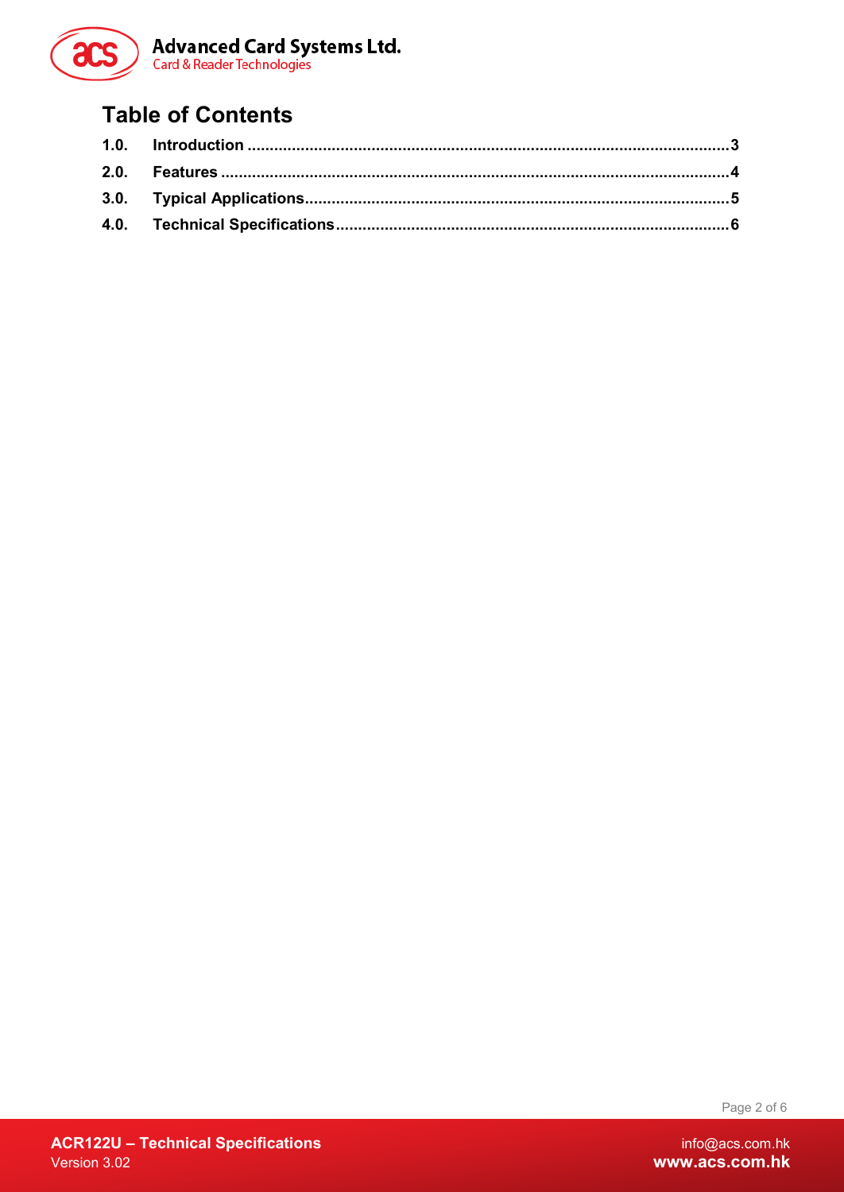## Table of Contents

1.0. Introduction ........................................................................................................ 3

2.0. Features ............................................................................................................... 4

3.0. Typical Applications ........................................................................................... 5

4.0. Technical Specifications .................................................................................... 6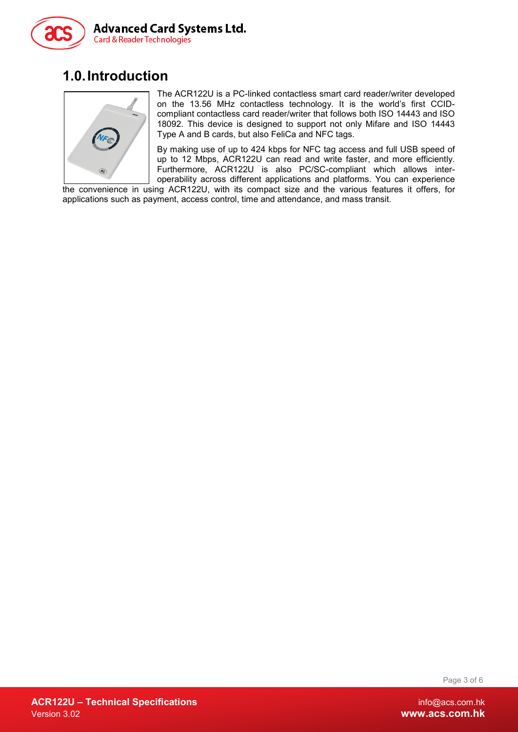# 1.0. Introduction

The ACR122U is a PC-linked contactless smart card reader/writer developed on the 13.56 MHz contactless technology. It is the world's first CCID-compliant contactless card reader/writer that follows both ISO 14443 and ISO 18092. This device is designed to support not only Mifare and ISO 14443 Type A and B cards, but also FeliCa and NFC tags.

By making use of up to 424 kbps for NFC tag access and full USB speed of up to 12 Mbps, ACR122U can read and write faster, and more efficiently. Furthermore, ACR122U is also PC/SC-compliant which allows inter-operability across different applications and platforms. You can experience the convenience in using ACR122U, with its compact size and the various features it offers, for applications such as payment, access control, time and attendance, and mass transit.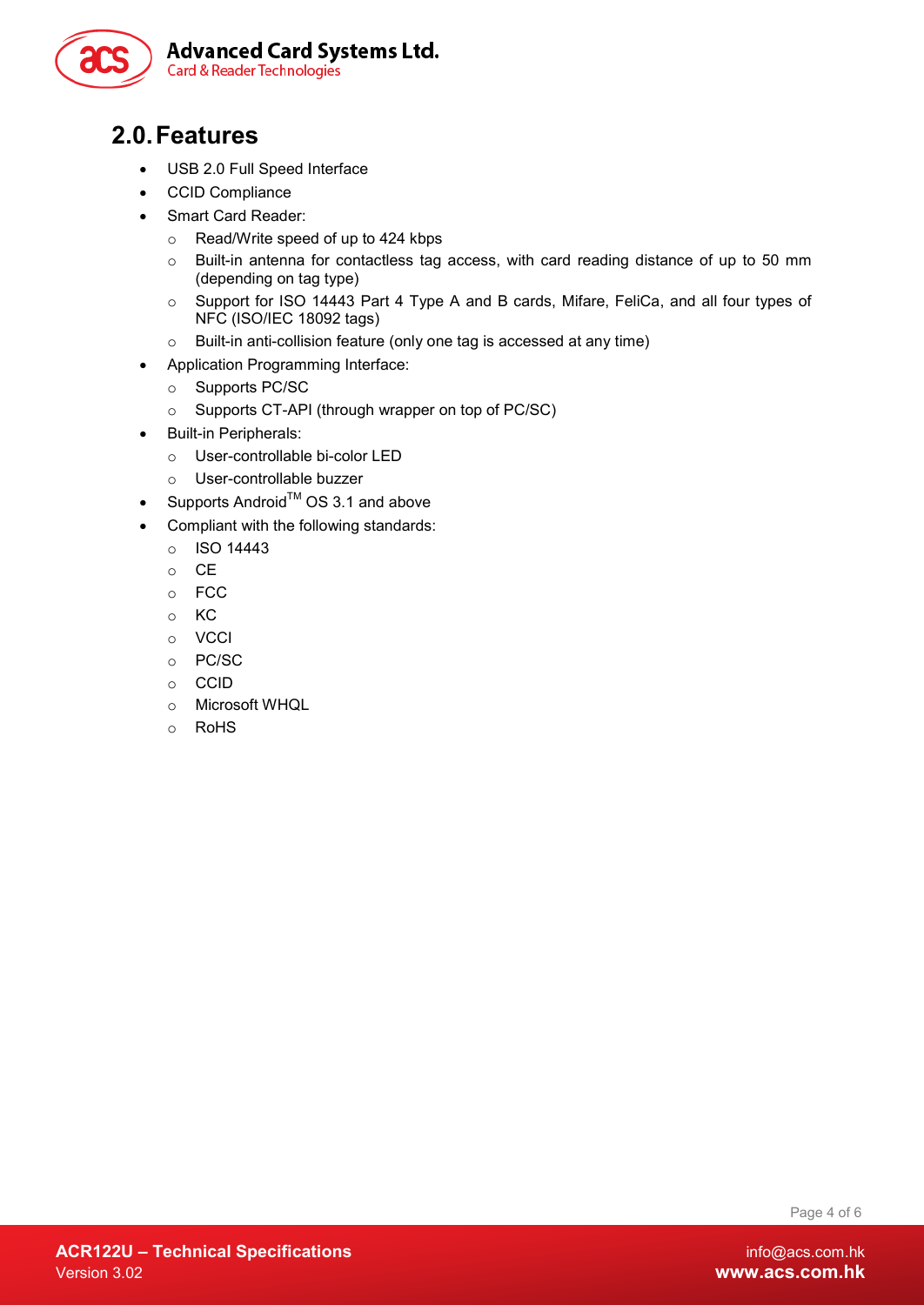## 2.0. Features

- USB 2.0 Full Speed Interface
- CCID Compliance
- Smart Card Reader:
  - Read/Write speed of up to 424 kbps
  - Built-in antenna for contactless tag access, with card reading distance of up to 50 mm (depending on tag type)
  - Support for ISO 14443 Part 4 Type A and B cards, Mifare, FeliCa, and all four types of NFC (ISO/IEC 18092 tags)
  - Built-in anti-collision feature (only one tag is accessed at any time)
- Application Programming Interface:
  - Supports PC/SC
  - Supports CT-API (through wrapper on top of PC/SC)
- Built-in Peripherals:
  - User-controllable bi-color LED
  - User-controllable buzzer
- Supports Android™ OS 3.1 and above
- Compliant with the following standards:
  - ISO 14443
  - CE
  - FCC
  - KC
  - VCCI
  - PC/SC
  - CCID
  - Microsoft WHQL
  - RoHS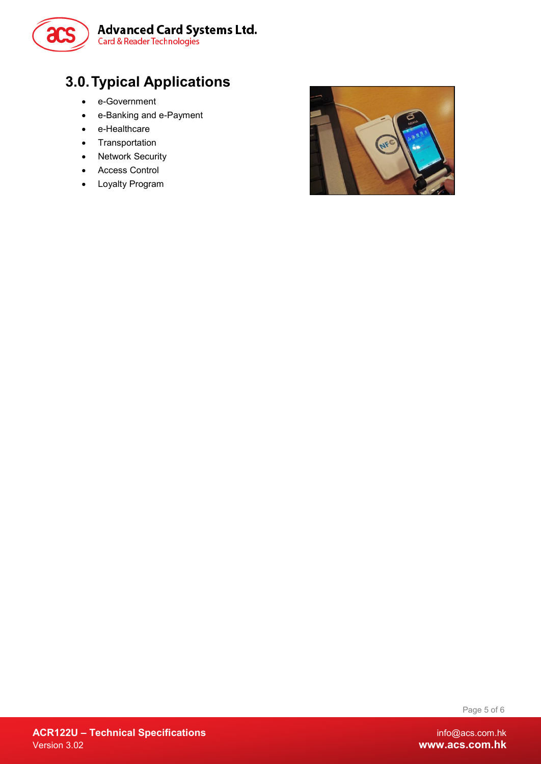## 3.0. Typical Applications

- e-Government
- e-Banking and e-Payment
- e-Healthcare
- Transportation
- Network Security
- Access Control
- Loyalty Program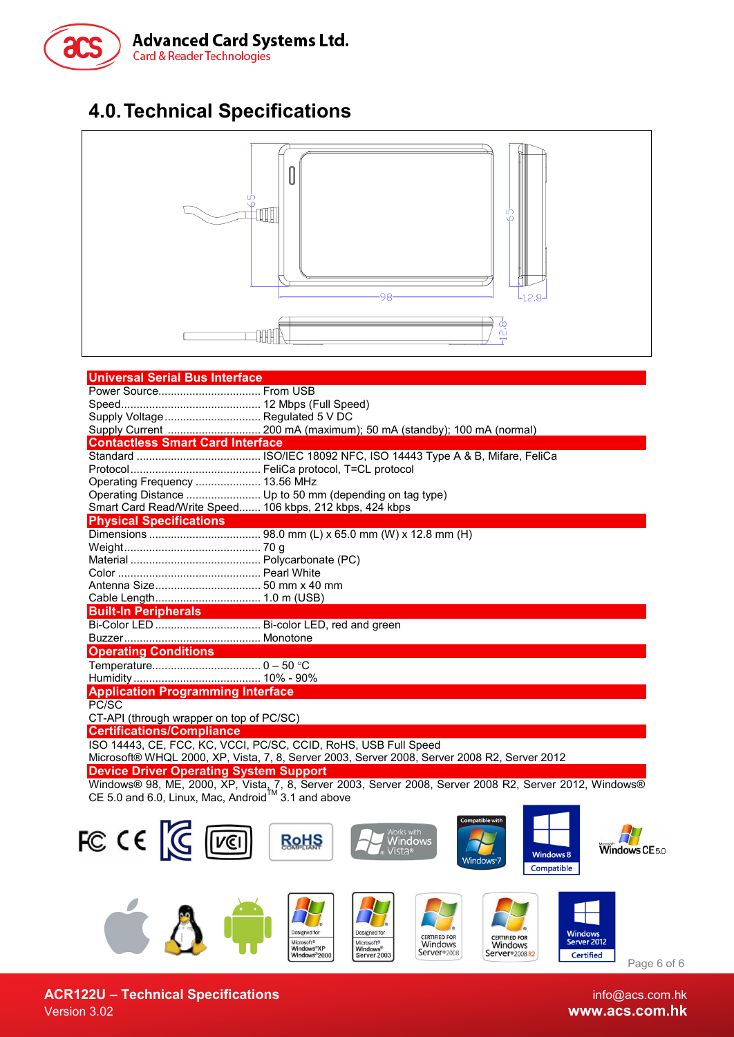# 4.0. Technical Specifications

65

65

98

12.8

12.8

**Universal Serial Bus Interface**

Power Source................................. From USB
Speed............................................ 12 Mbps (Full Speed)
Supply Voltage ............................... Regulated 5 V DC
Supply Current .............................. 200 mA (maximum); 50 mA (standby); 100 mA (normal)

**Contactless Smart Card Interface**

Standard ........................................ ISO/IEC 18092 NFC, ISO 14443 Type A & B, Mifare, FeliCa
Protocol.......................................... FeliCa protocol, T=CL protocol
Operating Frequency ..................... 13.56 MHz
Operating Distance ........................ Up to 50 mm (depending on tag type)
Smart Card Read/Write Speed....... 106 kbps, 212 kbps, 424 kbps

**Physical Specifications**

Dimensions .................................... 98.0 mm (L) x 65.0 mm (W) x 12.8 mm (H)
Weight............................................ 70 g
Material .......................................... Polycarbonate (PC)
Color .............................................. Pearl White
Antenna Size.................................. 50 mm x 40 mm
Cable Length.................................. 1.0 m (USB)

**Built-In Peripherals**

Bi-Color LED .................................. Bi-color LED, red and green
Buzzer............................................ Monotone

**Operating Conditions**

Temperature................................... 0 – 50 °C
Humidity ......................................... 10% - 90%

**Application Programming Interface**

PC/SC
CT-API (through wrapper on top of PC/SC)

**Certifications/Compliance**

ISO 14443, CE, FCC, KC, VCCI, PC/SC, CCID, RoHS, USB Full Speed
Microsoft® WHQL 2000, XP, Vista, 7, 8, Server 2003, Server 2008, Server 2008 R2, Server 2012

**Device Driver Operating System Support**

Windows® 98, ME, 2000, XP, Vista, 7, 8, Server 2003, Server 2008, Server 2008 R2, Server 2012, Windows® CE 5.0 and 6.0, Linux, Mac, Android™ 3.1 and above